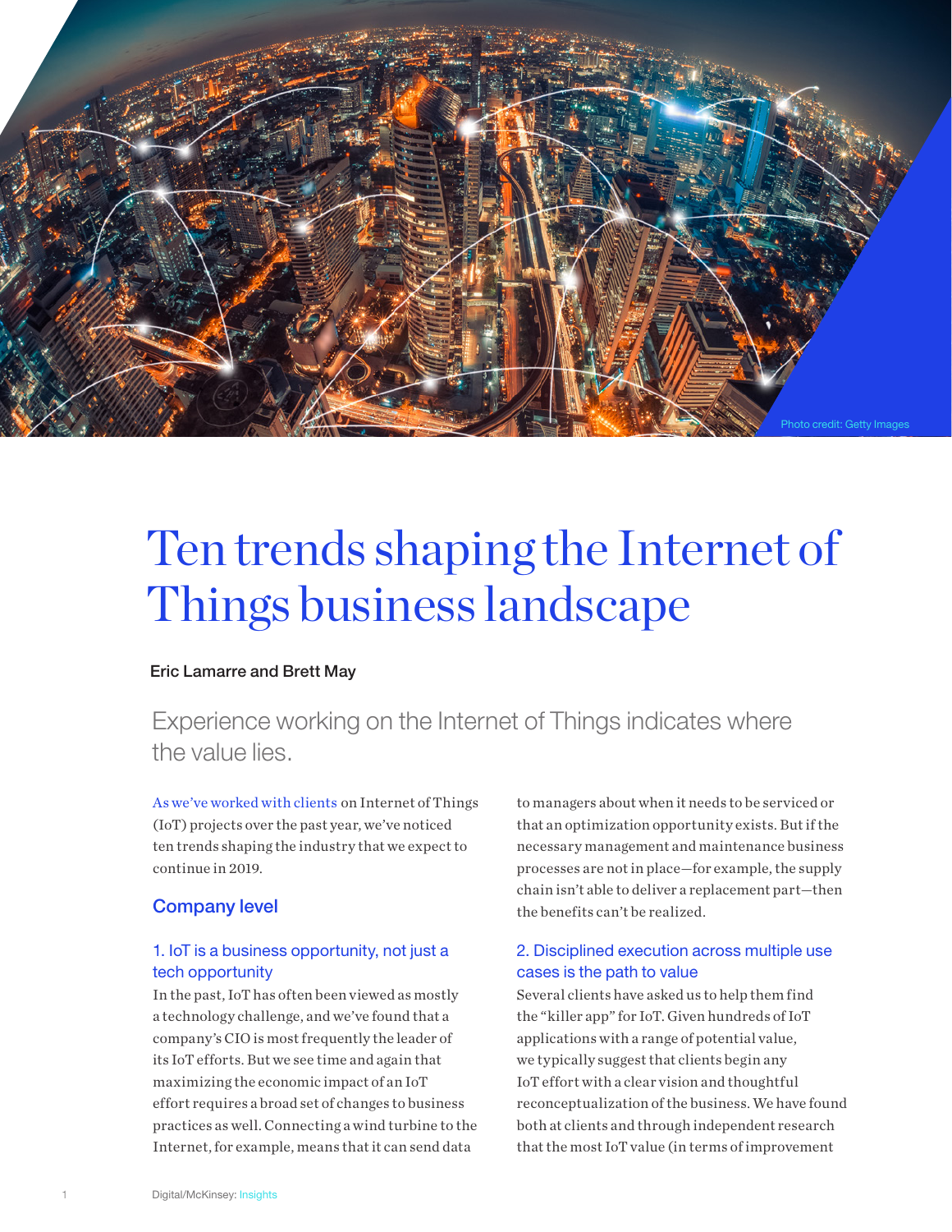Photo credit: Getty Images

# Ten trends shaping the Internet of Things business landscape

**Eric Lamarre and Brett May**

Experience working on the Internet of Things indicates where the value lies.

As we've worked with clients on Internet of Things (IoT) projects over the past year, we've noticed ten trends shaping the industry that we expect to continue in 2019.

## Company level

### 1. IoT is a business opportunity, not just a tech opportunity

In the past, IoT has often been viewed as mostly a technology challenge, and we've found that a company's CIO is most frequently the leader of its IoT efforts. But we see time and again that maximizing the economic impact of an IoT effort requires a broad set of changes to business practices as well. Connecting a wind turbine to the Internet, for example, means that it can send data to managers about when it needs to be serviced or that an optimization opportunity exists. But if the necessary management and maintenance business processes are not in place—for example, the supply chain isn't able to deliver a replacement part—then the benefits can't be realized.

### 2. Disciplined execution across multiple use cases is the path to value

Several clients have asked us to help them find the "killer app" for IoT. Given hundreds of IoT applications with a range of potential value, we typically suggest that clients begin any IoT effort with a clear vision and thoughtful reconceptualization of the business. We have found both at clients and through independent research that the most IoT value (in terms of improvement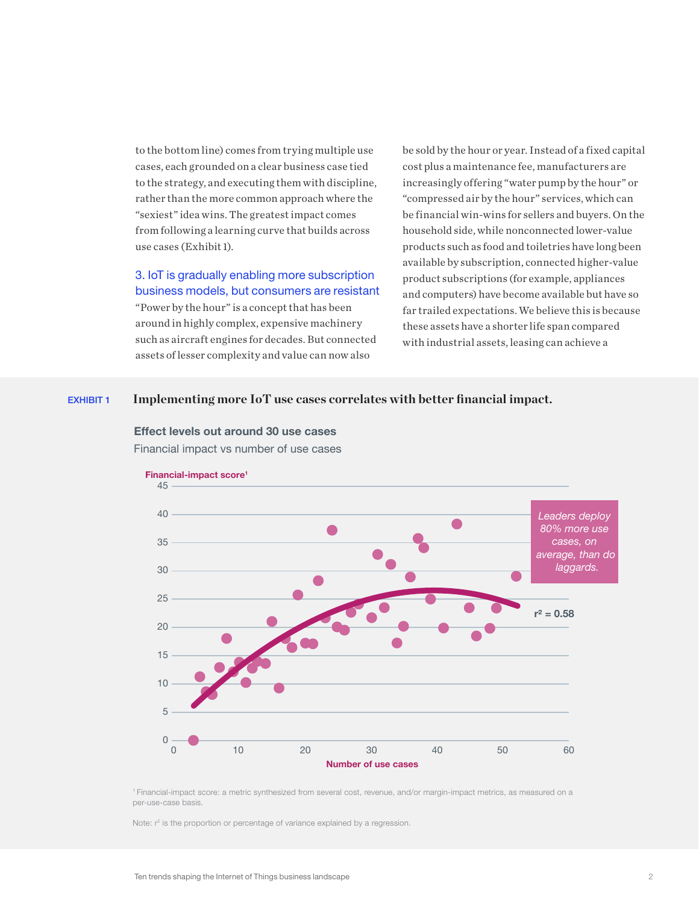to the bottom line) comes from trying multiple use cases, each grounded on a clear business case tied to the strategy, and executing them with discipline, rather than the more common approach where the "sexiest" idea wins. The greatest impact comes from following a learning curve that builds across use cases (Exhibit 1).

### 3. IoT is gradually enabling more subscription business models, but consumers are resistant

"Power by the hour" is a concept that has been around in highly complex, expensive machinery such as aircraft engines for decades. But connected assets of lesser complexity and value can now also be sold by the hour or year. Instead of a fixed capital cost plus a maintenance fee, manufacturers are increasingly offering "water pump by the hour" or "compressed air by the hour" services, which can be financial win-wins for sellers and buyers. On the household side, while nonconnected lower-value products such as food and toiletries have long been available by subscription, connected higher-value product subscriptions (for example, appliances and computers) have become available but have so far trailed expectations. We believe this is because these assets have a shorter life span compared with industrial assets, leasing can achieve a

EXHIBIT 1

**Implementing more IoT use cases correlates with better financial impact.**

**Effect levels out around 30 use cases**

Financial impact vs number of use cases

Financial-impact score[1]

45
40
35
30
25
20
15
10
5
0

0 10 20 30 40 50 60

Number of use cases

*Leaders deploy 80% more use cases, on average, than do laggards.*

$r^2 = 0.58$

[1] Financial-impact score: a metric synthesized from several cost, revenue, and/or margin-impact metrics, as measured on a per-use-case basis.

Note: $r^2$ is the proportion or percentage of variance explained by a regression.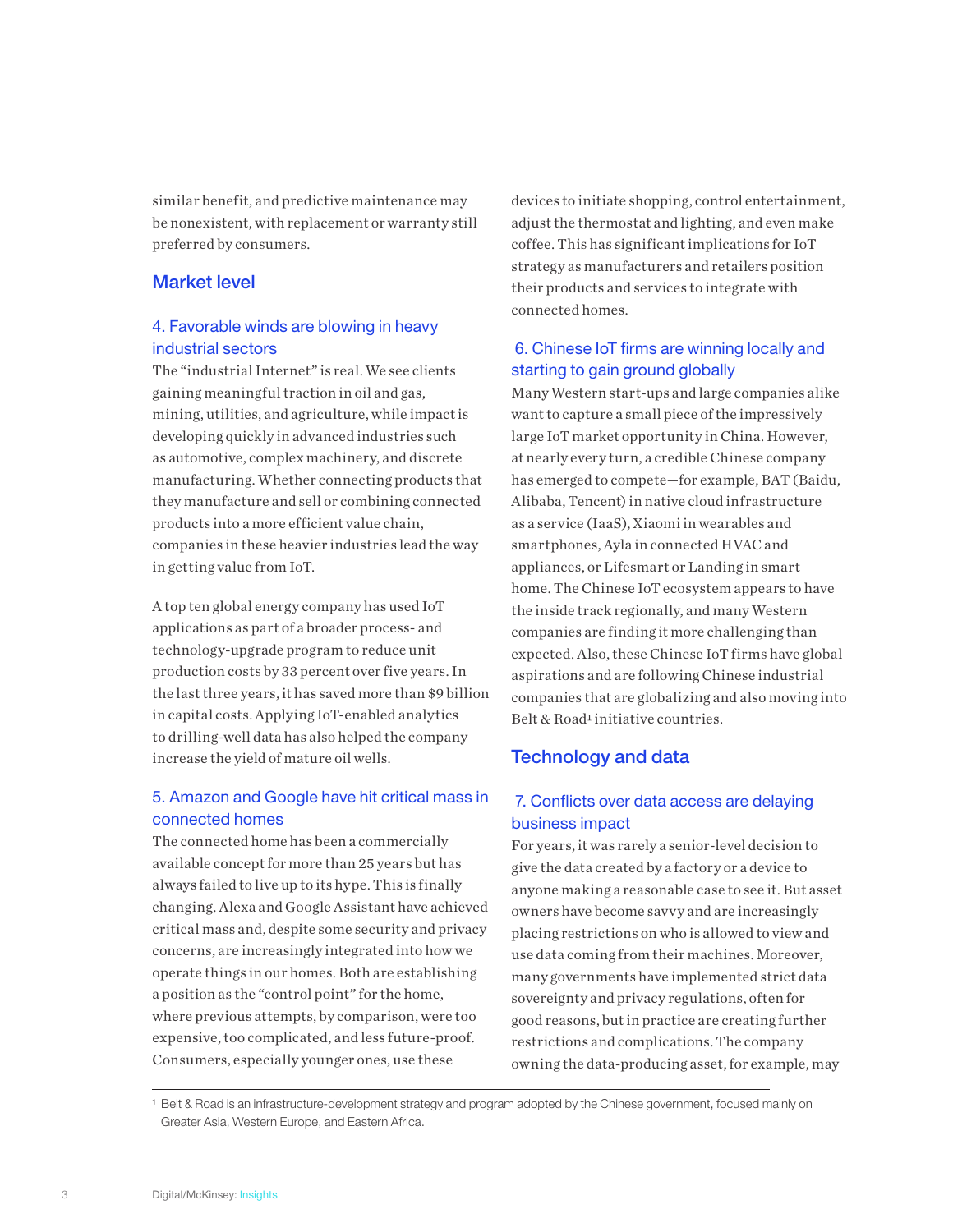similar benefit, and predictive maintenance may be nonexistent, with replacement or warranty still preferred by consumers.

## Market level

### 4. Favorable winds are blowing in heavy industrial sectors

The "industrial Internet" is real. We see clients gaining meaningful traction in oil and gas, mining, utilities, and agriculture, while impact is developing quickly in advanced industries such as automotive, complex machinery, and discrete manufacturing. Whether connecting products that they manufacture and sell or combining connected products into a more efficient value chain, companies in these heavier industries lead the way in getting value from IoT.

A top ten global energy company has used IoT applications as part of a broader process- and technology-upgrade program to reduce unit production costs by 33 percent over five years. In the last three years, it has saved more than $9 billion in capital costs. Applying IoT-enabled analytics to drilling-well data has also helped the company increase the yield of mature oil wells.

### 5. Amazon and Google have hit critical mass in connected homes

The connected home has been a commercially available concept for more than 25 years but has always failed to live up to its hype. This is finally changing. Alexa and Google Assistant have achieved critical mass and, despite some security and privacy concerns, are increasingly integrated into how we operate things in our homes. Both are establishing a position as the "control point" for the home, where previous attempts, by comparison, were too expensive, too complicated, and less future-proof. Consumers, especially younger ones, use these devices to initiate shopping, control entertainment, adjust the thermostat and lighting, and even make coffee. This has significant implications for IoT strategy as manufacturers and retailers position their products and services to integrate with connected homes.

### 6. Chinese IoT firms are winning locally and starting to gain ground globally

Many Western start-ups and large companies alike want to capture a small piece of the impressively large IoT market opportunity in China. However, at nearly every turn, a credible Chinese company has emerged to compete—for example, BAT (Baidu, Alibaba, Tencent) in native cloud infrastructure as a service (IaaS), Xiaomi in wearables and smartphones, Ayla in connected HVAC and appliances, or Lifesmart or Landing in smart home. The Chinese IoT ecosystem appears to have the inside track regionally, and many Western companies are finding it more challenging than expected. Also, these Chinese IoT firms have global aspirations and are following Chinese industrial companies that are globalizing and also moving into Belt & Road[1] initiative countries.

## Technology and data

### 7. Conflicts over data access are delaying business impact

For years, it was rarely a senior-level decision to give the data created by a factory or a device to anyone making a reasonable case to see it. But asset owners have become savvy and are increasingly placing restrictions on who is allowed to view and use data coming from their machines. Moreover, many governments have implemented strict data sovereignty and privacy regulations, often for good reasons, but in practice are creating further restrictions and complications. The company owning the data-producing asset, for example, may

---

[1] Belt & Road is an infrastructure-development strategy and program adopted by the Chinese government, focused mainly on Greater Asia, Western Europe, and Eastern Africa.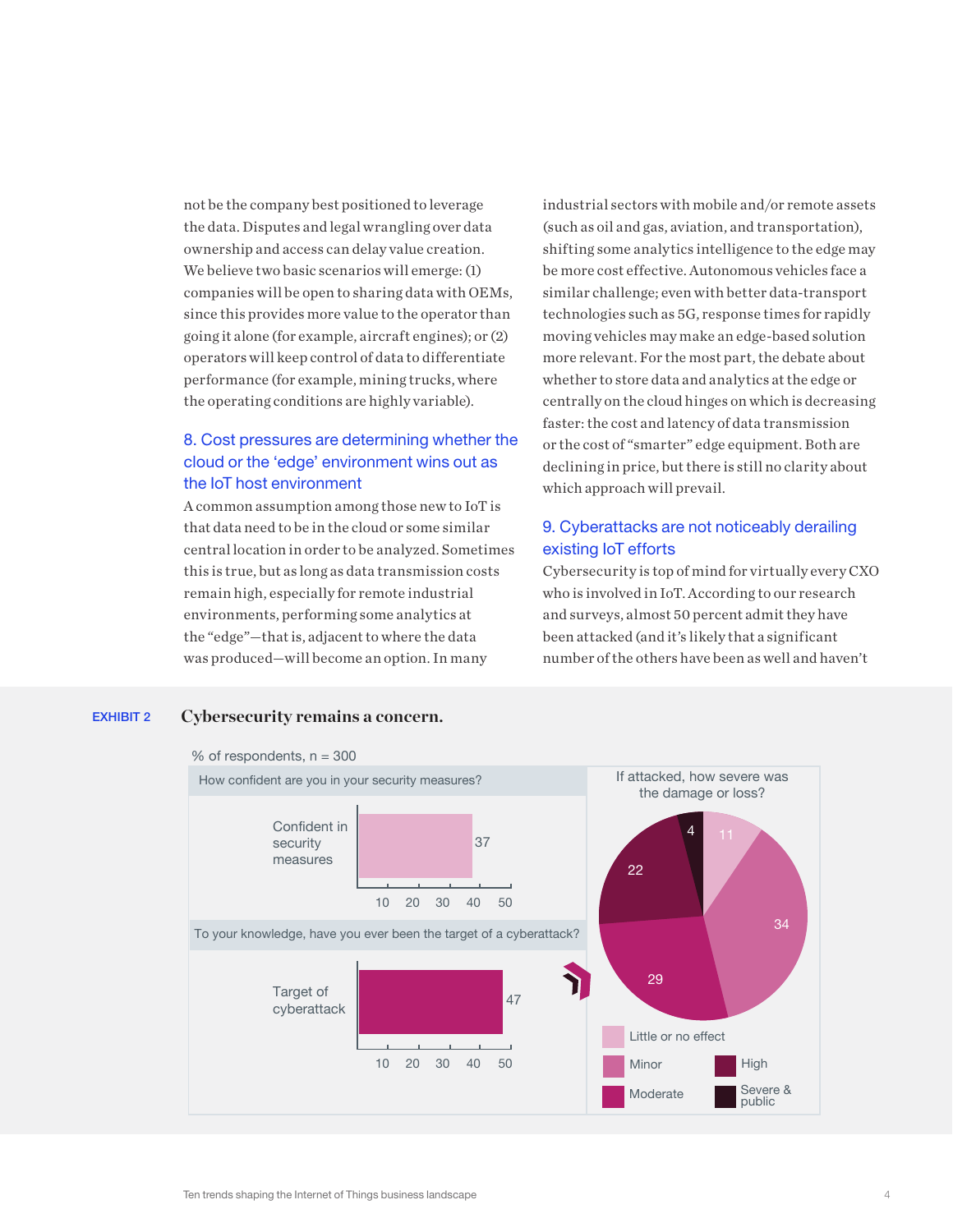not be the company best positioned to leverage the data. Disputes and legal wrangling over data ownership and access can delay value creation. We believe two basic scenarios will emerge: (1) companies will be open to sharing data with OEMs, since this provides more value to the operator than going it alone (for example, aircraft engines); or (2) operators will keep control of data to differentiate performance (for example, mining trucks, where the operating conditions are highly variable).

### 8. Cost pressures are determining whether the cloud or the 'edge' environment wins out as the IoT host environment

A common assumption among those new to IoT is that data need to be in the cloud or some similar central location in order to be analyzed. Sometimes this is true, but as long as data transmission costs remain high, especially for remote industrial environments, performing some analytics at the "edge"—that is, adjacent to where the data was produced—will become an option. In many industrial sectors with mobile and/or remote assets (such as oil and gas, aviation, and transportation), shifting some analytics intelligence to the edge may be more cost effective. Autonomous vehicles face a similar challenge; even with better data-transport technologies such as 5G, response times for rapidly moving vehicles may make an edge-based solution more relevant. For the most part, the debate about whether to store data and analytics at the edge or centrally on the cloud hinges on which is decreasing faster: the cost and latency of data transmission or the cost of "smarter" edge equipment. Both are declining in price, but there is still no clarity about which approach will prevail.

### 9. Cyberattacks are not noticeably derailing existing IoT efforts

Cybersecurity is top of mind for virtually every CXO who is involved in IoT. According to our research and surveys, almost 50 percent admit they have been attacked (and it's likely that a significant number of the others have been as well and haven't

EXHIBIT 2

**Cybersecurity remains a concern.**

% of respondents, n = 300

How confident are you in your security measures?

Confident in security measures

37

10 20 30 40 50

To your knowledge, have you ever been the target of a cyberattack?

Target of cyberattack

47

10 20 30 40 50

If attacked, how severe was the damage or loss?

11

34

29

22

4

Little or no effect

Minor

Moderate

High

Severe & public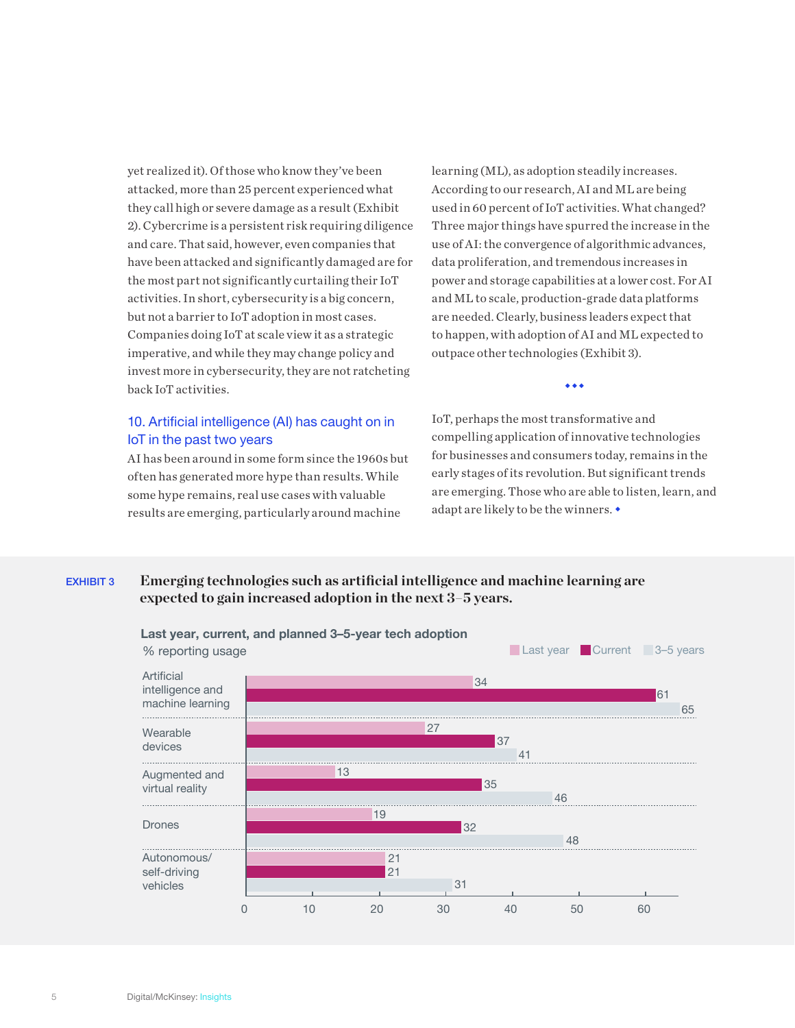yet realized it). Of those who know they've been attacked, more than 25 percent experienced what they call high or severe damage as a result (Exhibit 2). Cybercrime is a persistent risk requiring diligence and care. That said, however, even companies that have been attacked and significantly damaged are for the most part not significantly curtailing their IoT activities. In short, cybersecurity is a big concern, but not a barrier to IoT adoption in most cases. Companies doing IoT at scale view it as a strategic imperative, and while they may change policy and invest more in cybersecurity, they are not ratcheting back IoT activities.

### 10. Artificial intelligence (AI) has caught on in IoT in the past two years

AI has been around in some form since the 1960s but often has generated more hype than results. While some hype remains, real use cases with valuable results are emerging, particularly around machine learning (ML), as adoption steadily increases. According to our research, AI and ML are being used in 60 percent of IoT activities. What changed? Three major things have spurred the increase in the use of AI: the convergence of algorithmic advances, data proliferation, and tremendous increases in power and storage capabilities at a lower cost. For AI and ML to scale, production-grade data platforms are needed. Clearly, business leaders expect that to happen, with adoption of AI and ML expected to outpace other technologies (Exhibit 3).

◆◆◆

IoT, perhaps the most transformative and compelling application of innovative technologies for businesses and consumers today, remains in the early stages of its revolution. But significant trends are emerging. Those who are able to listen, learn, and adapt are likely to be the winners. ◆

EXHIBIT 3

**Emerging technologies such as artificial intelligence and machine learning are expected to gain increased adoption in the next 3–5 years.**

**Last year, current, and planned 3–5-year tech adoption**

% reporting usage

| Technology | Last year | Current | 3–5 years |
|---|---|---|---|
| Artificial intelligence and machine learning | 34 | 61 | 65 |
| Wearable devices | 27 | 37 | 41 |
| Augmented and virtual reality | 13 | 35 | 46 |
| Drones | 19 | 32 | 48 |
| Autonomous/self-driving vehicles | 21 | 21 | 31 |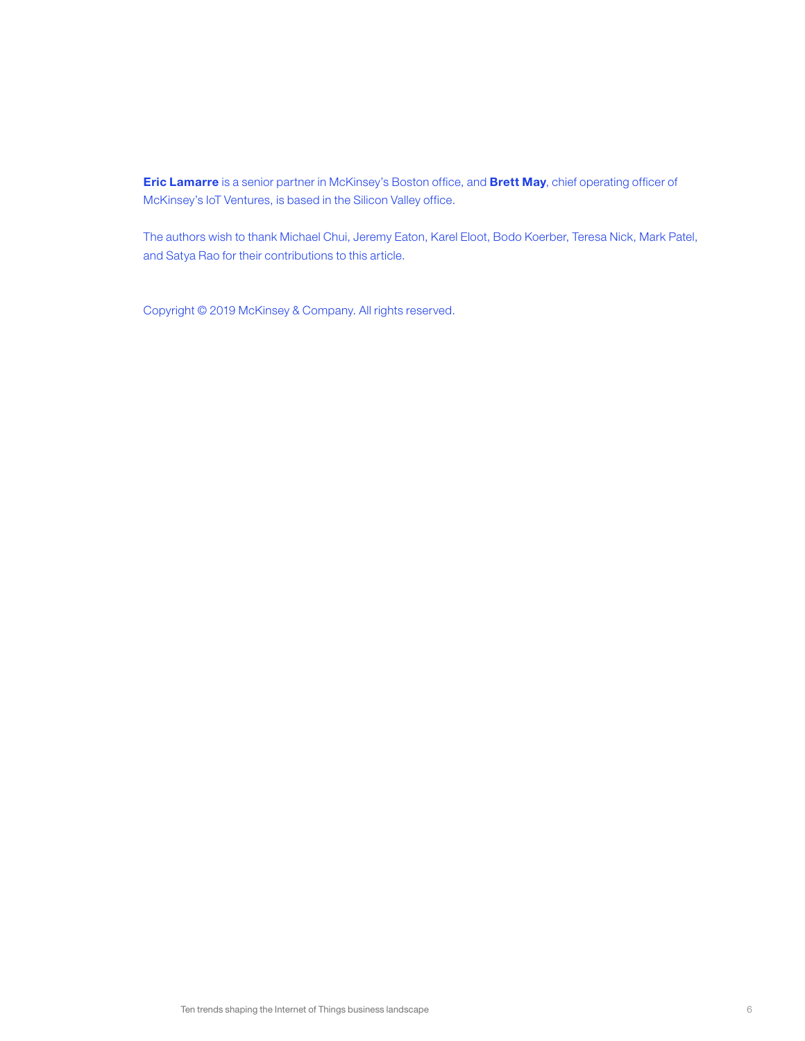**Eric Lamarre** is a senior partner in McKinsey's Boston office, and **Brett May**, chief operating officer of McKinsey's IoT Ventures, is based in the Silicon Valley office.

The authors wish to thank Michael Chui, Jeremy Eaton, Karel Eloot, Bodo Koerber, Teresa Nick, Mark Patel, and Satya Rao for their contributions to this article.

Copyright © 2019 McKinsey & Company. All rights reserved.